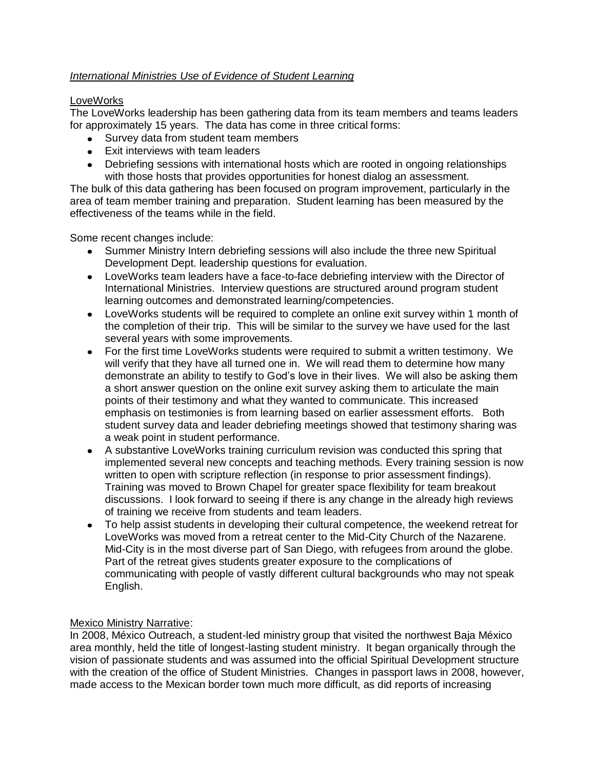*International Ministries Use of Evidence of Student Learning*

LoveWorks

The LoveWorks leadership has been gathering data from its team members and teams leaders for approximately 15 years. The data has come in three critical forms:

- Survey data from student team members
- Exit interviews with team leaders
- Debriefing sessions with international hosts which are rooted in ongoing relationships with those hosts that provides opportunities for honest dialog an assessment.

The bulk of this data gathering has been focused on program improvement, particularly in the area of team member training and preparation. Student learning has been measured by the effectiveness of the teams while in the field.

Some recent changes include:

- Summer Ministry Intern debriefing sessions will also include the three new Spiritual Development Dept. leadership questions for evaluation.
- LoveWorks team leaders have a face-to-face debriefing interview with the Director of International Ministries. Interview questions are structured around program student learning outcomes and demonstrated learning/competencies.
- LoveWorks students will be required to complete an online exit survey within 1 month of the completion of their trip. This will be similar to the survey we have used for the last several years with some improvements.
- For the first time LoveWorks students were required to submit a written testimony. We will verify that they have all turned one in. We will read them to determine how many demonstrate an ability to testify to God's love in their lives. We will also be asking them a short answer question on the online exit survey asking them to articulate the main points of their testimony and what they wanted to communicate. This increased emphasis on testimonies is from learning based on earlier assessment efforts. Both student survey data and leader debriefing meetings showed that testimony sharing was a weak point in student performance.
- A substantive LoveWorks training curriculum revision was conducted this spring that implemented several new concepts and teaching methods. Every training session is now written to open with scripture reflection (in response to prior assessment findings). Training was moved to Brown Chapel for greater space flexibility for team breakout discussions. I look forward to seeing if there is any change in the already high reviews of training we receive from students and team leaders.
- To help assist students in developing their cultural competence, the weekend retreat for LoveWorks was moved from a retreat center to the Mid-City Church of the Nazarene. Mid-City is in the most diverse part of San Diego, with refugees from around the globe. Part of the retreat gives students greater exposure to the complications of communicating with people of vastly different cultural backgrounds who may not speak English.

Mexico Ministry Narrative:

In 2008, México Outreach, a student-led ministry group that visited the northwest Baja México area monthly, held the title of longest-lasting student ministry. It began organically through the vision of passionate students and was assumed into the official Spiritual Development structure with the creation of the office of Student Ministries. Changes in passport laws in 2008, however, made access to the Mexican border town much more difficult, as did reports of increasing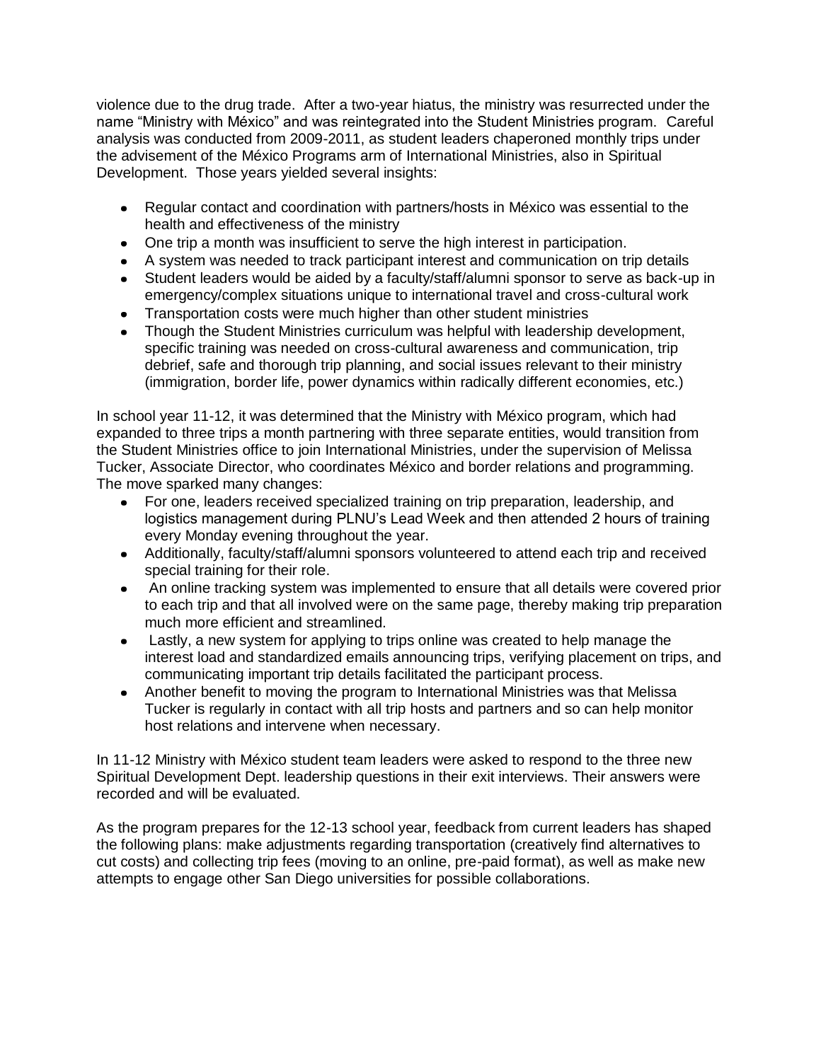violence due to the drug trade. After a two-year hiatus, the ministry was resurrected under the name "Ministry with México" and was reintegrated into the Student Ministries program. Careful analysis was conducted from 2009-2011, as student leaders chaperoned monthly trips under the advisement of the México Programs arm of International Ministries, also in Spiritual Development. Those years yielded several insights:

- Regular contact and coordination with partners/hosts in México was essential to the health and effectiveness of the ministry
- One trip a month was insufficient to serve the high interest in participation.
- A system was needed to track participant interest and communication on trip details
- Student leaders would be aided by a faculty/staff/alumni sponsor to serve as back-up in emergency/complex situations unique to international travel and cross-cultural work
- Transportation costs were much higher than other student ministries
- Though the Student Ministries curriculum was helpful with leadership development, specific training was needed on cross-cultural awareness and communication, trip debrief, safe and thorough trip planning, and social issues relevant to their ministry (immigration, border life, power dynamics within radically different economies, etc.)

In school year 11-12, it was determined that the Ministry with México program, which had expanded to three trips a month partnering with three separate entities, would transition from the Student Ministries office to join International Ministries, under the supervision of Melissa Tucker, Associate Director, who coordinates México and border relations and programming. The move sparked many changes:

- For one, leaders received specialized training on trip preparation, leadership, and logistics management during PLNU's Lead Week and then attended 2 hours of training every Monday evening throughout the year.
- Additionally, faculty/staff/alumni sponsors volunteered to attend each trip and received special training for their role.
- An online tracking system was implemented to ensure that all details were covered prior to each trip and that all involved were on the same page, thereby making trip preparation much more efficient and streamlined.
- Lastly, a new system for applying to trips online was created to help manage the interest load and standardized emails announcing trips, verifying placement on trips, and communicating important trip details facilitated the participant process.
- Another benefit to moving the program to International Ministries was that Melissa Tucker is regularly in contact with all trip hosts and partners and so can help monitor host relations and intervene when necessary.

In 11-12 Ministry with México student team leaders were asked to respond to the three new Spiritual Development Dept. leadership questions in their exit interviews. Their answers were recorded and will be evaluated.

As the program prepares for the 12-13 school year, feedback from current leaders has shaped the following plans: make adjustments regarding transportation (creatively find alternatives to cut costs) and collecting trip fees (moving to an online, pre-paid format), as well as make new attempts to engage other San Diego universities for possible collaborations.